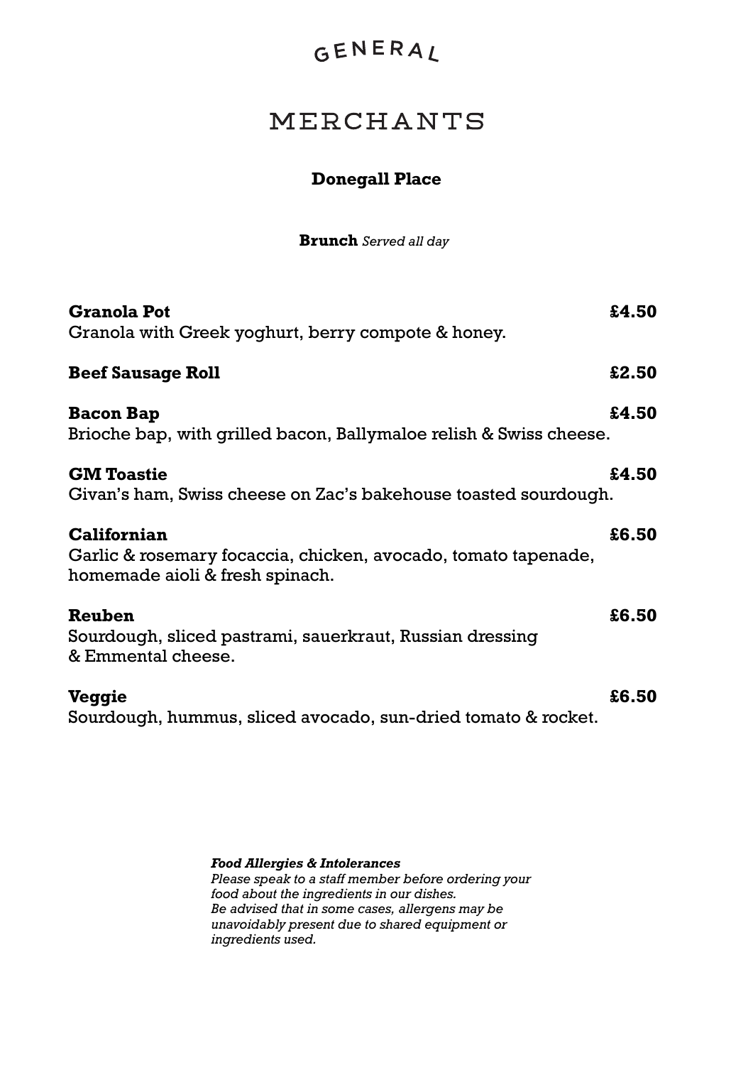# GENERAL MERCHANTS

## Donegall Place

**Brunch** *Served all day*

**Granola Pot** **£4.50**
Granola with Greek yoghurt, berry compote & honey.

**Beef Sausage Roll** **£2.50**

**Bacon Bap** **£4.50**
Brioche bap, with grilled bacon, Ballymaloe relish & Swiss cheese.

**GM Toastie** **£4.50**
Givan's ham, Swiss cheese on Zac's bakehouse toasted sourdough.

**Californian** **£6.50**
Garlic & rosemary focaccia, chicken, avocado, tomato tapenade, homemade aioli & fresh spinach.

**Reuben** **£6.50**
Sourdough, sliced pastrami, sauerkraut, Russian dressing & Emmental cheese.

**Veggie** **£6.50**
Sourdough, hummus, sliced avocado, sun-dried tomato & rocket.

***Food Allergies & Intolerances***
*Please speak to a staff member before ordering your food about the ingredients in our dishes. Be advised that in some cases, allergens may be unavoidably present due to shared equipment or ingredients used.*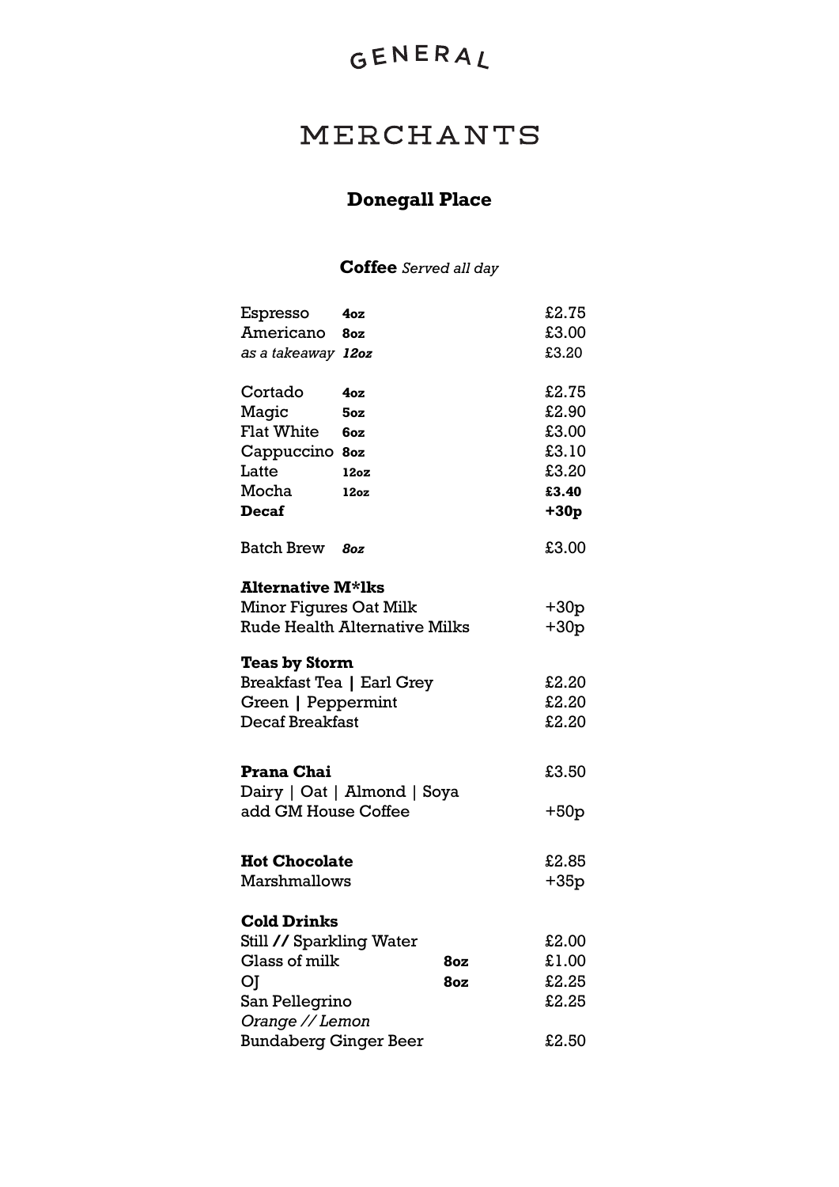# GENERAL MERCHANTS

## Donegall Place

### **Coffee** *Served all day*

| | | |
|---|---|---|
| Espresso | **4oz** | £2.75 |
| Americano | **8oz** | £3.00 |
| *as a takeaway* | ***12oz*** | £3.20 |
| | | |
| Cortado | **4oz** | £2.75 |
| Magic | **5oz** | £2.90 |
| Flat White | **6oz** | £3.00 |
| Cappuccino | **8oz** | £3.10 |
| Latte | **12oz** | £3.20 |
| Mocha | **12oz** | **£3.40** |
| **Decaf** | | **+30p** |
| | | |
| Batch Brew | ***8oz*** | £3.00 |

**Alternative M*lks**

| | |
|---|---|
| Minor Figures Oat Milk | +30p |
| Rude Health Alternative Milks | +30p |

**Teas by Storm**

| | |
|---|---|
| Breakfast Tea **\|** Earl Grey | £2.20 |
| Green **\|** Peppermint | £2.20 |
| Decaf Breakfast | £2.20 |

| | |
|---|---|
| **Prana Chai** | £3.50 |
| Dairy \| Oat \| Almond \| Soya | |
| add GM House Coffee | +50p |

| | |
|---|---|
| **Hot Chocolate** | £2.85 |
| Marshmallows | +35p |

**Cold Drinks**

| | | |
|---|---|---|
| Still **//** Sparkling Water | | £2.00 |
| Glass of milk | **8oz** | £1.00 |
| OJ | **8oz** | £2.25 |
| San Pellegrino | | £2.25 |
| *Orange // Lemon* | | |
| Bundaberg Ginger Beer | | £2.50 |